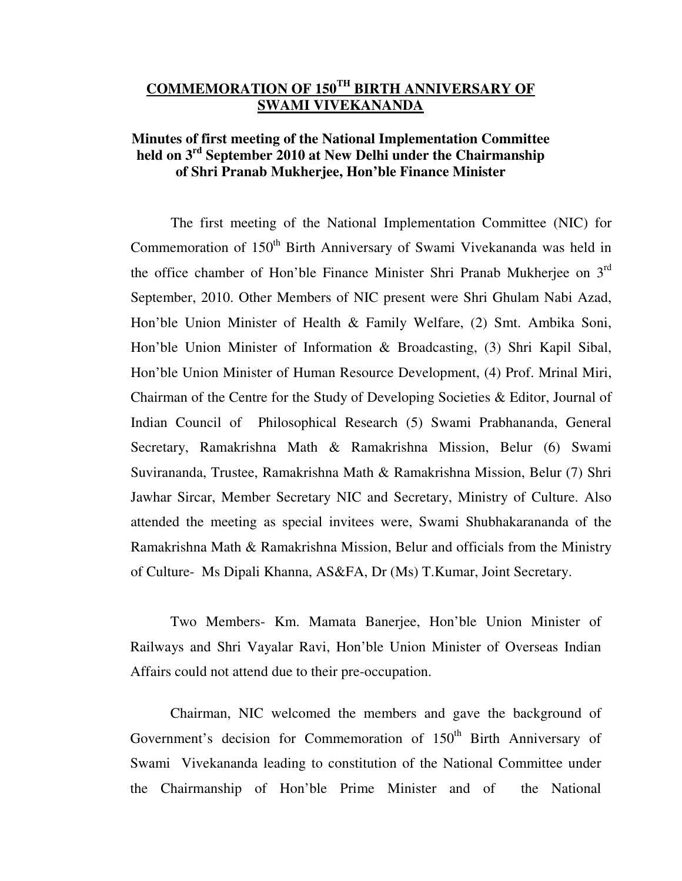# COMMEMORATION OF 150TH BIRTH ANNIVERSARY OF SWAMI VIVEKANANDA

## Minutes of first meeting of the National Implementation Committee held on 3rd September 2010 at New Delhi under the Chairmanship of Shri Pranab Mukherjee, Hon'ble Finance Minister

The first meeting of the National Implementation Committee (NIC) for Commemoration of 150th Birth Anniversary of Swami Vivekananda was held in the office chamber of Hon'ble Finance Minister Shri Pranab Mukherjee on 3rd September, 2010. Other Members of NIC present were Shri Ghulam Nabi Azad, Hon'ble Union Minister of Health & Family Welfare, (2) Smt. Ambika Soni, Hon'ble Union Minister of Information & Broadcasting, (3) Shri Kapil Sibal, Hon'ble Union Minister of Human Resource Development, (4) Prof. Mrinal Miri, Chairman of the Centre for the Study of Developing Societies & Editor, Journal of Indian Council of Philosophical Research (5) Swami Prabhananda, General Secretary, Ramakrishna Math & Ramakrishna Mission, Belur (6) Swami Suvirananda, Trustee, Ramakrishna Math & Ramakrishna Mission, Belur (7) Shri Jawhar Sircar, Member Secretary NIC and Secretary, Ministry of Culture. Also attended the meeting as special invitees were, Swami Shubhakarananda of the Ramakrishna Math & Ramakrishna Mission, Belur and officials from the Ministry of Culture- Ms Dipali Khanna, AS&FA, Dr (Ms) T.Kumar, Joint Secretary.

Two Members- Km. Mamata Banerjee, Hon'ble Union Minister of Railways and Shri Vayalar Ravi, Hon'ble Union Minister of Overseas Indian Affairs could not attend due to their pre-occupation.

Chairman, NIC welcomed the members and gave the background of Government's decision for Commemoration of 150th Birth Anniversary of Swami Vivekananda leading to constitution of the National Committee under the Chairmanship of Hon'ble Prime Minister and of the National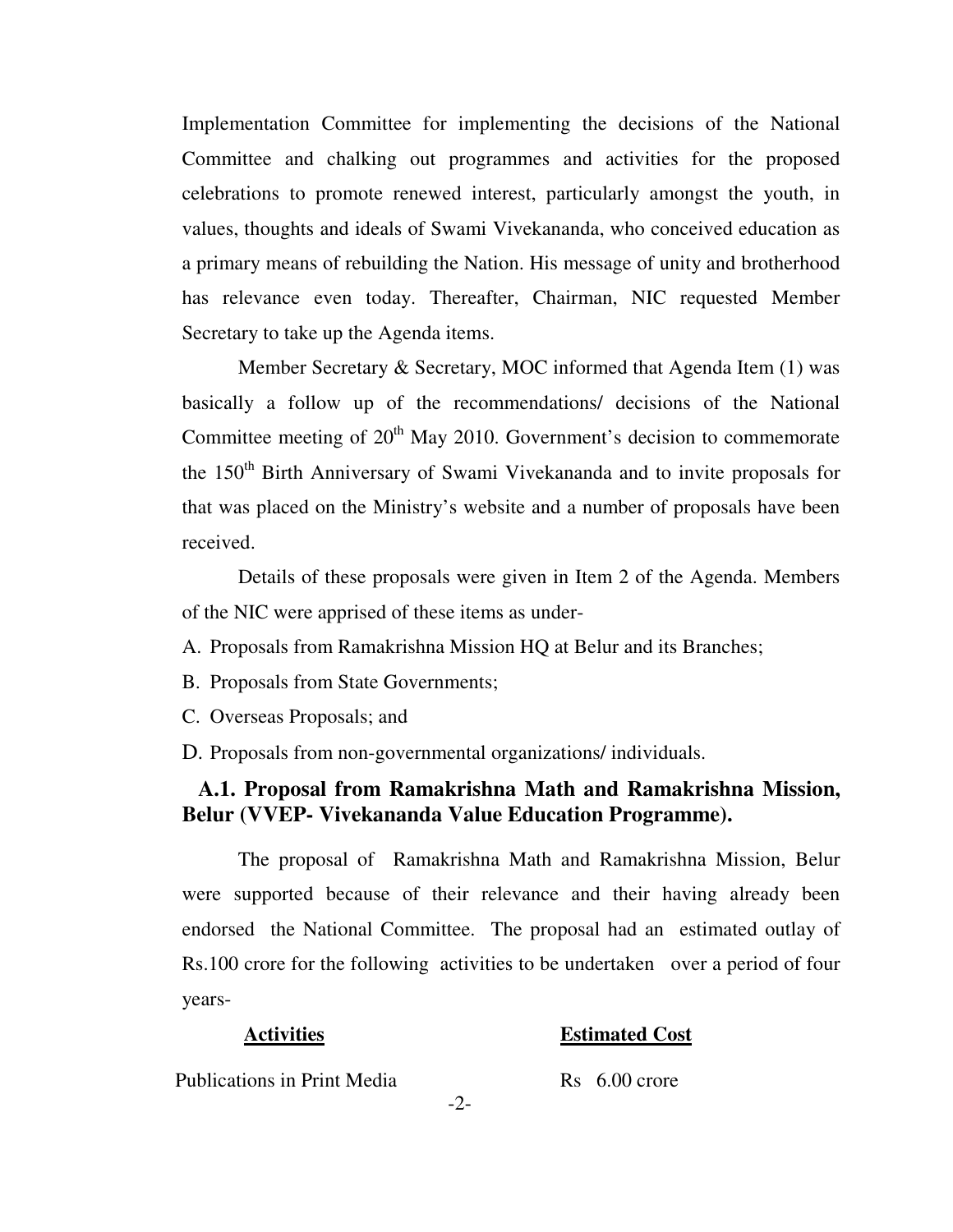Implementation Committee for implementing the decisions of the National Committee and chalking out programmes and activities for the proposed celebrations to promote renewed interest, particularly amongst the youth, in values, thoughts and ideals of Swami Vivekananda, who conceived education as a primary means of rebuilding the Nation. His message of unity and brotherhood has relevance even today. Thereafter, Chairman, NIC requested Member Secretary to take up the Agenda items.

Member Secretary & Secretary, MOC informed that Agenda Item (1) was basically a follow up of the recommendations/ decisions of the National Committee meeting of 20th May 2010. Government's decision to commemorate the 150th Birth Anniversary of Swami Vivekananda and to invite proposals for that was placed on the Ministry's website and a number of proposals have been received.

Details of these proposals were given in Item 2 of the Agenda. Members of the NIC were apprised of these items as under-

A. Proposals from Ramakrishna Mission HQ at Belur and its Branches;

B. Proposals from State Governments;

C. Overseas Proposals; and

D. Proposals from non-governmental organizations/ individuals.

### A.1. Proposal from Ramakrishna Math and Ramakrishna Mission, Belur (VVEP- Vivekananda Value Education Programme).

The proposal of Ramakrishna Math and Ramakrishna Mission, Belur were supported because of their relevance and their having already been endorsed the National Committee. The proposal had an estimated outlay of Rs.100 crore for the following activities to be undertaken over a period of four years-

| Activities | Estimated Cost |
| --- | --- |
| Publications in Print Media | Rs 6.00 crore |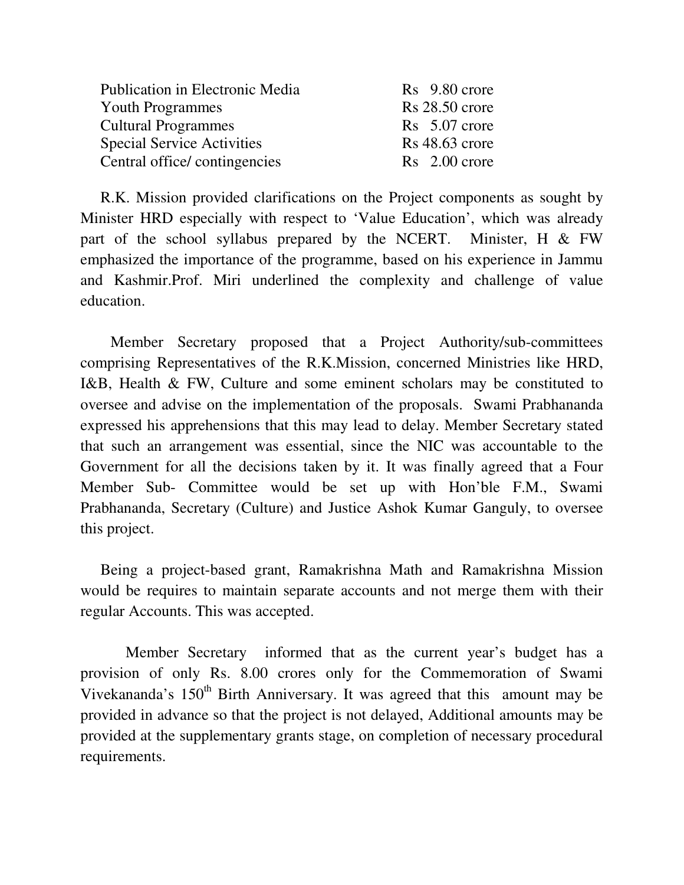| | |
|---|---|
| Publication in Electronic Media | Rs 9.80 crore |
| Youth Programmes | Rs 28.50 crore |
| Cultural Programmes | Rs 5.07 crore |
| Special Service Activities | Rs 48.63 crore |
| Central office/ contingencies | Rs 2.00 crore |

R.K. Mission provided clarifications on the Project components as sought by Minister HRD especially with respect to 'Value Education', which was already part of the school syllabus prepared by the NCERT. Minister, H & FW emphasized the importance of the programme, based on his experience in Jammu and Kashmir.Prof. Miri underlined the complexity and challenge of value education.

Member Secretary proposed that a Project Authority/sub-committees comprising Representatives of the R.K.Mission, concerned Ministries like HRD, I&B, Health & FW, Culture and some eminent scholars may be constituted to oversee and advise on the implementation of the proposals. Swami Prabhananda expressed his apprehensions that this may lead to delay. Member Secretary stated that such an arrangement was essential, since the NIC was accountable to the Government for all the decisions taken by it. It was finally agreed that a Four Member Sub- Committee would be set up with Hon'ble F.M., Swami Prabhananda, Secretary (Culture) and Justice Ashok Kumar Ganguly, to oversee this project.

Being a project-based grant, Ramakrishna Math and Ramakrishna Mission would be requires to maintain separate accounts and not merge them with their regular Accounts. This was accepted.

Member Secretary informed that as the current year's budget has a provision of only Rs. 8.00 crores only for the Commemoration of Swami Vivekananda's 150th Birth Anniversary. It was agreed that this amount may be provided in advance so that the project is not delayed, Additional amounts may be provided at the supplementary grants stage, on completion of necessary procedural requirements.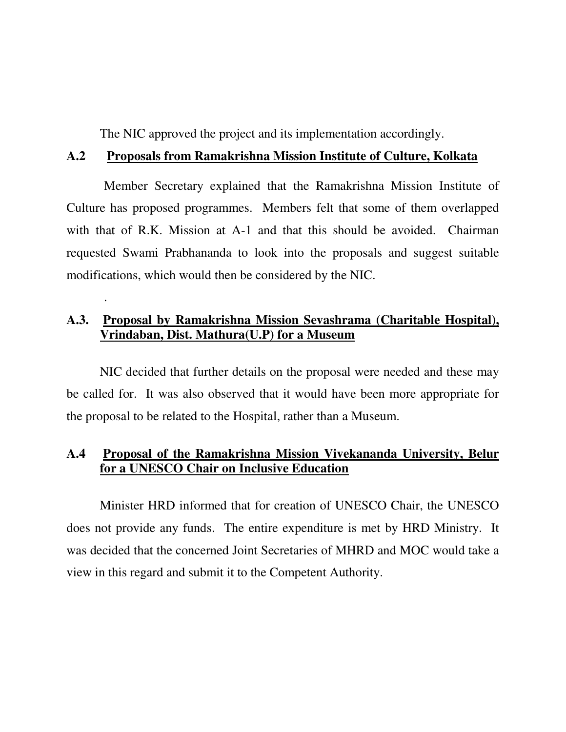The NIC approved the project and its implementation accordingly.

## A.2 Proposals from Ramakrishna Mission Institute of Culture, Kolkata

Member Secretary explained that the Ramakrishna Mission Institute of Culture has proposed programmes. Members felt that some of them overlapped with that of R.K. Mission at A-1 and that this should be avoided. Chairman requested Swami Prabhananda to look into the proposals and suggest suitable modifications, which would then be considered by the NIC.

.

## A.3. Proposal by Ramakrishna Mission Sevashrama (Charitable Hospital), Vrindaban, Dist. Mathura(U.P) for a Museum

NIC decided that further details on the proposal were needed and these may be called for. It was also observed that it would have been more appropriate for the proposal to be related to the Hospital, rather than a Museum.

## A.4 Proposal of the Ramakrishna Mission Vivekananda University, Belur for a UNESCO Chair on Inclusive Education

Minister HRD informed that for creation of UNESCO Chair, the UNESCO does not provide any funds. The entire expenditure is met by HRD Ministry. It was decided that the concerned Joint Secretaries of MHRD and MOC would take a view in this regard and submit it to the Competent Authority.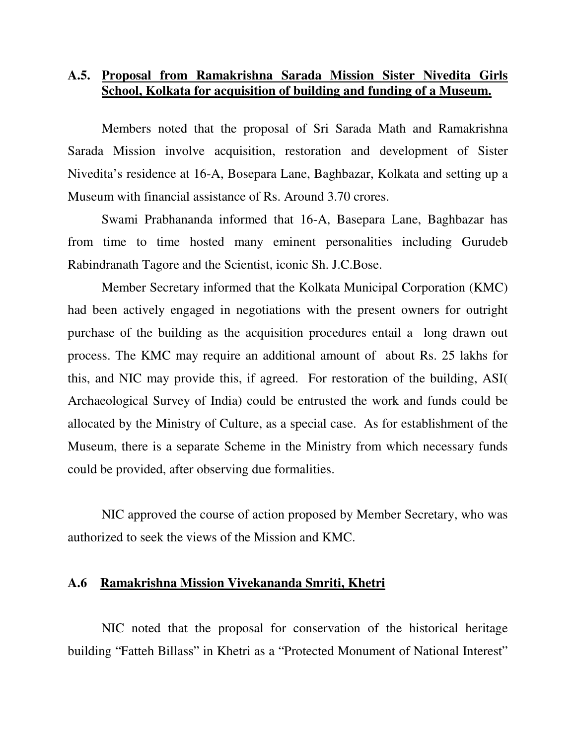**A.5. Proposal from Ramakrishna Sarada Mission Sister Nivedita Girls School, Kolkata for acquisition of building and funding of a Museum.**

Members noted that the proposal of Sri Sarada Math and Ramakrishna Sarada Mission involve acquisition, restoration and development of Sister Nivedita's residence at 16-A, Bosepara Lane, Baghbazar, Kolkata and setting up a Museum with financial assistance of Rs. Around 3.70 crores.

Swami Prabhananda informed that 16-A, Basepara Lane, Baghbazar has from time to time hosted many eminent personalities including Gurudeb Rabindranath Tagore and the Scientist, iconic Sh. J.C.Bose.

Member Secretary informed that the Kolkata Municipal Corporation (KMC) had been actively engaged in negotiations with the present owners for outright purchase of the building as the acquisition procedures entail a long drawn out process. The KMC may require an additional amount of about Rs. 25 lakhs for this, and NIC may provide this, if agreed. For restoration of the building, ASI( Archaeological Survey of India) could be entrusted the work and funds could be allocated by the Ministry of Culture, as a special case. As for establishment of the Museum, there is a separate Scheme in the Ministry from which necessary funds could be provided, after observing due formalities.

NIC approved the course of action proposed by Member Secretary, who was authorized to seek the views of the Mission and KMC.

**A.6 Ramakrishna Mission Vivekananda Smriti, Khetri**

NIC noted that the proposal for conservation of the historical heritage building "Fatteh Billass" in Khetri as a "Protected Monument of National Interest"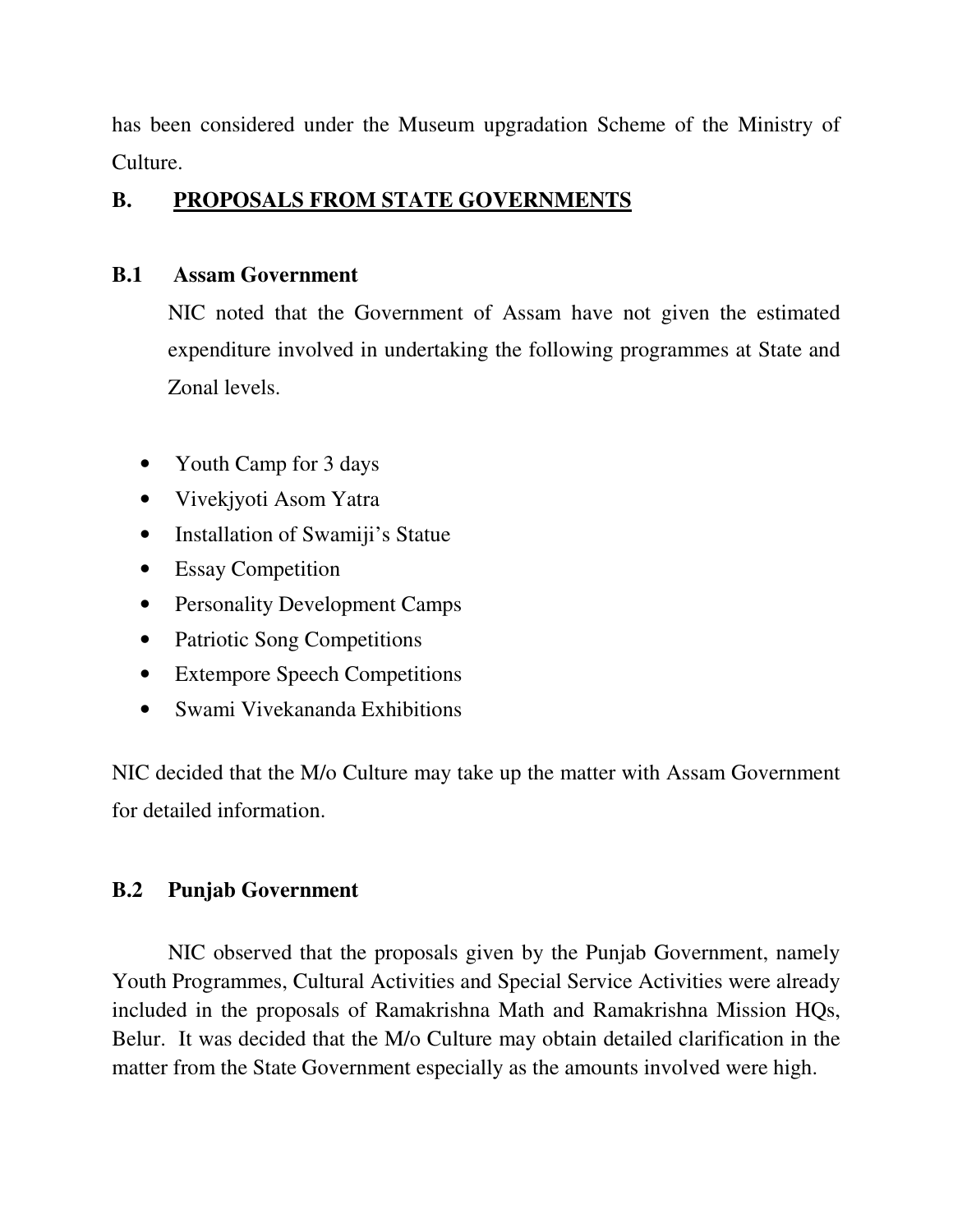has been considered under the Museum upgradation Scheme of the Ministry of Culture.

## B. PROPOSALS FROM STATE GOVERNMENTS

### B.1 Assam Government

NIC noted that the Government of Assam have not given the estimated expenditure involved in undertaking the following programmes at State and Zonal levels.

- Youth Camp for 3 days
- Vivekjyoti Asom Yatra
- Installation of Swamiji's Statue
- Essay Competition
- Personality Development Camps
- Patriotic Song Competitions
- Extempore Speech Competitions
- Swami Vivekananda Exhibitions

NIC decided that the M/o Culture may take up the matter with Assam Government for detailed information.

### B.2 Punjab Government

NIC observed that the proposals given by the Punjab Government, namely Youth Programmes, Cultural Activities and Special Service Activities were already included in the proposals of Ramakrishna Math and Ramakrishna Mission HQs, Belur. It was decided that the M/o Culture may obtain detailed clarification in the matter from the State Government especially as the amounts involved were high.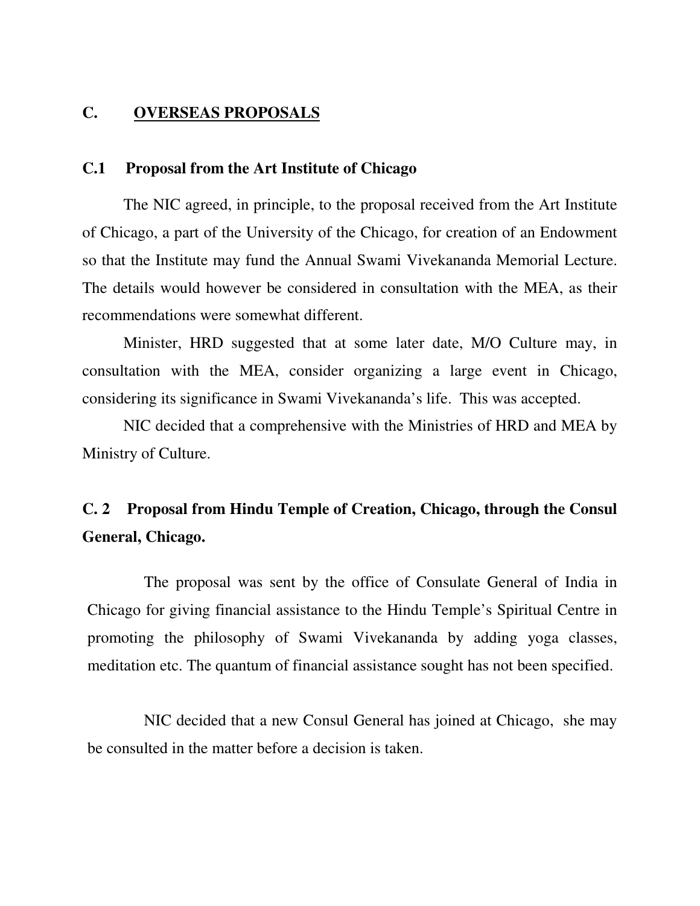## C. OVERSEAS PROPOSALS

### C.1 Proposal from the Art Institute of Chicago

The NIC agreed, in principle, to the proposal received from the Art Institute of Chicago, a part of the University of the Chicago, for creation of an Endowment so that the Institute may fund the Annual Swami Vivekananda Memorial Lecture. The details would however be considered in consultation with the MEA, as their recommendations were somewhat different.

Minister, HRD suggested that at some later date, M/O Culture may, in consultation with the MEA, consider organizing a large event in Chicago, considering its significance in Swami Vivekananda's life. This was accepted.

NIC decided that a comprehensive with the Ministries of HRD and MEA by Ministry of Culture.

### C. 2 Proposal from Hindu Temple of Creation, Chicago, through the Consul General, Chicago.

The proposal was sent by the office of Consulate General of India in Chicago for giving financial assistance to the Hindu Temple's Spiritual Centre in promoting the philosophy of Swami Vivekananda by adding yoga classes, meditation etc. The quantum of financial assistance sought has not been specified.

NIC decided that a new Consul General has joined at Chicago, she may be consulted in the matter before a decision is taken.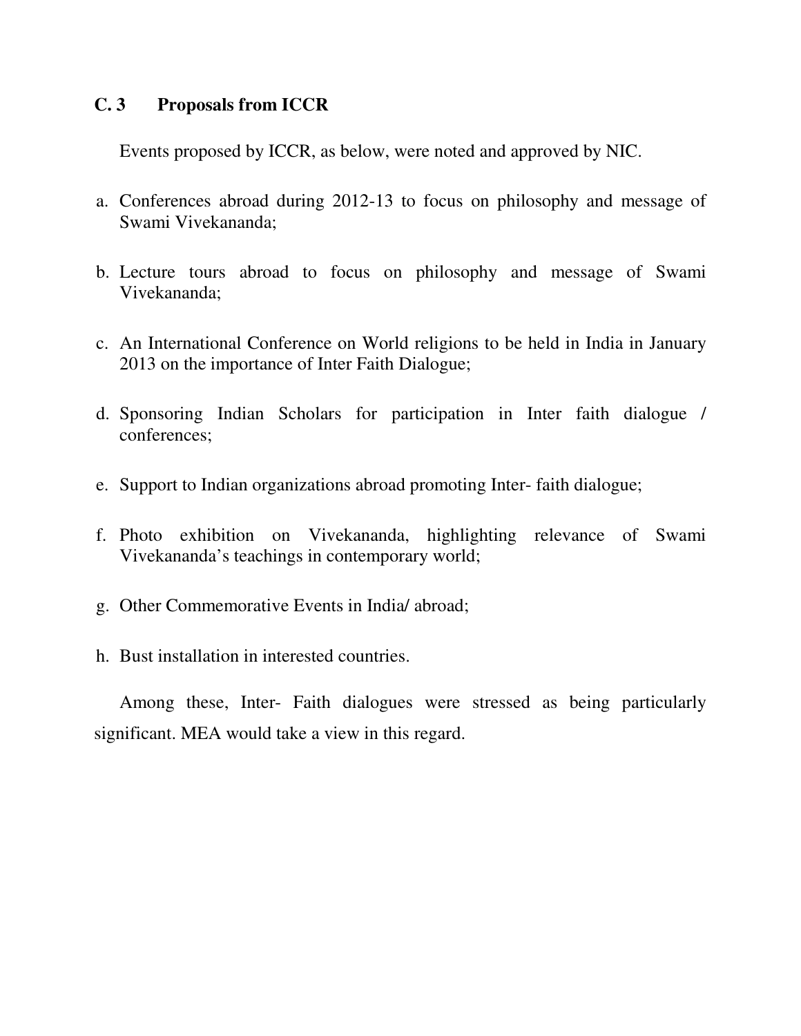### C. 3 Proposals from ICCR

Events proposed by ICCR, as below, were noted and approved by NIC.

a. Conferences abroad during 2012-13 to focus on philosophy and message of Swami Vivekananda;

b. Lecture tours abroad to focus on philosophy and message of Swami Vivekananda;

c. An International Conference on World religions to be held in India in January 2013 on the importance of Inter Faith Dialogue;

d. Sponsoring Indian Scholars for participation in Inter faith dialogue / conferences;

e. Support to Indian organizations abroad promoting Inter- faith dialogue;

f. Photo exhibition on Vivekananda, highlighting relevance of Swami Vivekananda's teachings in contemporary world;

g. Other Commemorative Events in India/ abroad;

h. Bust installation in interested countries.

Among these, Inter- Faith dialogues were stressed as being particularly significant. MEA would take a view in this regard.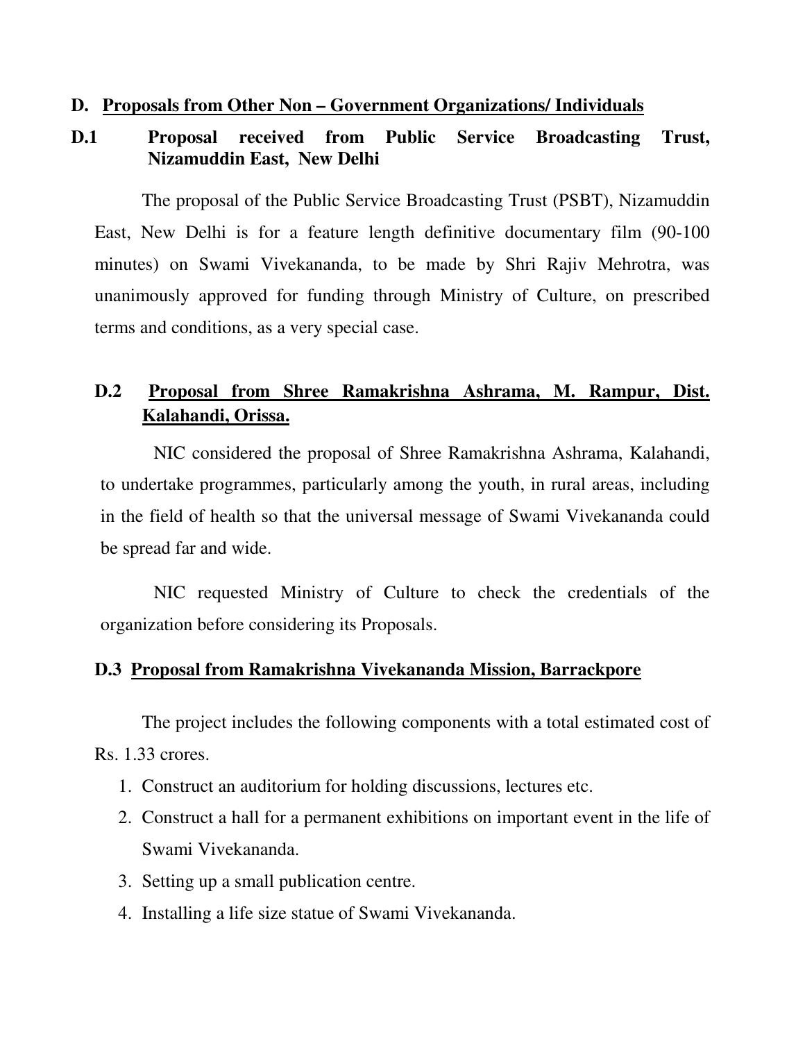## D. Proposals from Other Non – Government Organizations/ Individuals

### D.1 Proposal received from Public Service Broadcasting Trust, Nizamuddin East, New Delhi

The proposal of the Public Service Broadcasting Trust (PSBT), Nizamuddin East, New Delhi is for a feature length definitive documentary film (90-100 minutes) on Swami Vivekananda, to be made by Shri Rajiv Mehrotra, was unanimously approved for funding through Ministry of Culture, on prescribed terms and conditions, as a very special case.

### D.2 Proposal from Shree Ramakrishna Ashrama, M. Rampur, Dist. Kalahandi, Orissa.

NIC considered the proposal of Shree Ramakrishna Ashrama, Kalahandi, to undertake programmes, particularly among the youth, in rural areas, including in the field of health so that the universal message of Swami Vivekananda could be spread far and wide.

NIC requested Ministry of Culture to check the credentials of the organization before considering its Proposals.

### D.3 Proposal from Ramakrishna Vivekananda Mission, Barrackpore

The project includes the following components with a total estimated cost of Rs. 1.33 crores.

1. Construct an auditorium for holding discussions, lectures etc.
2. Construct a hall for a permanent exhibitions on important event in the life of Swami Vivekananda.
3. Setting up a small publication centre.
4. Installing a life size statue of Swami Vivekananda.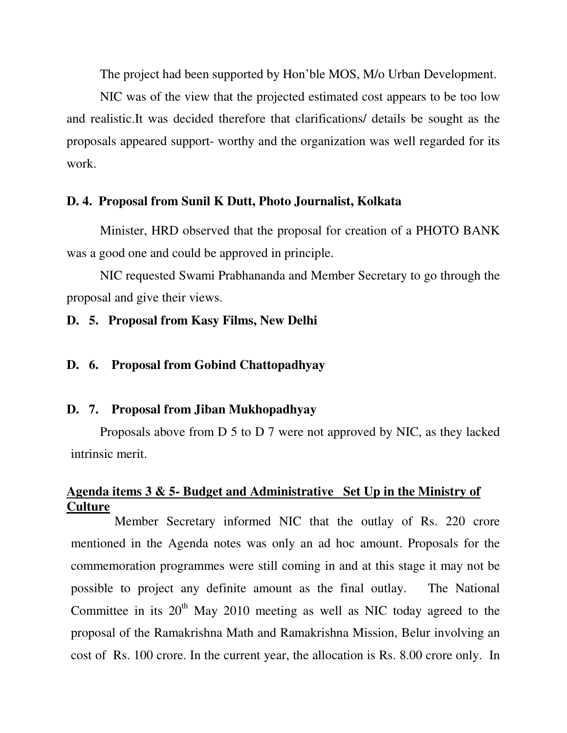The project had been supported by Hon'ble MOS, M/o Urban Development.

NIC was of the view that the projected estimated cost appears to be too low and realistic.It was decided therefore that clarifications/ details be sought as the proposals appeared support- worthy and the organization was well regarded for its work.

**D. 4. Proposal from Sunil K Dutt, Photo Journalist, Kolkata**

Minister, HRD observed that the proposal for creation of a PHOTO BANK was a good one and could be approved in principle.

NIC requested Swami Prabhananda and Member Secretary to go through the proposal and give their views.

**D. 5. Proposal from Kasy Films, New Delhi**

**D. 6. Proposal from Gobind Chattopadhyay**

**D. 7. Proposal from Jiban Mukhopadhyay**

Proposals above from D 5 to D 7 were not approved by NIC, as they lacked intrinsic merit.

**<u>Agenda items 3 & 5- Budget and Administrative Set Up in the Ministry of Culture</u>**

Member Secretary informed NIC that the outlay of Rs. 220 crore mentioned in the Agenda notes was only an ad hoc amount. Proposals for the commemoration programmes were still coming in and at this stage it may not be possible to project any definite amount as the final outlay. The National Committee in its 20th May 2010 meeting as well as NIC today agreed to the proposal of the Ramakrishna Math and Ramakrishna Mission, Belur involving an cost of Rs. 100 crore. In the current year, the allocation is Rs. 8.00 crore only. In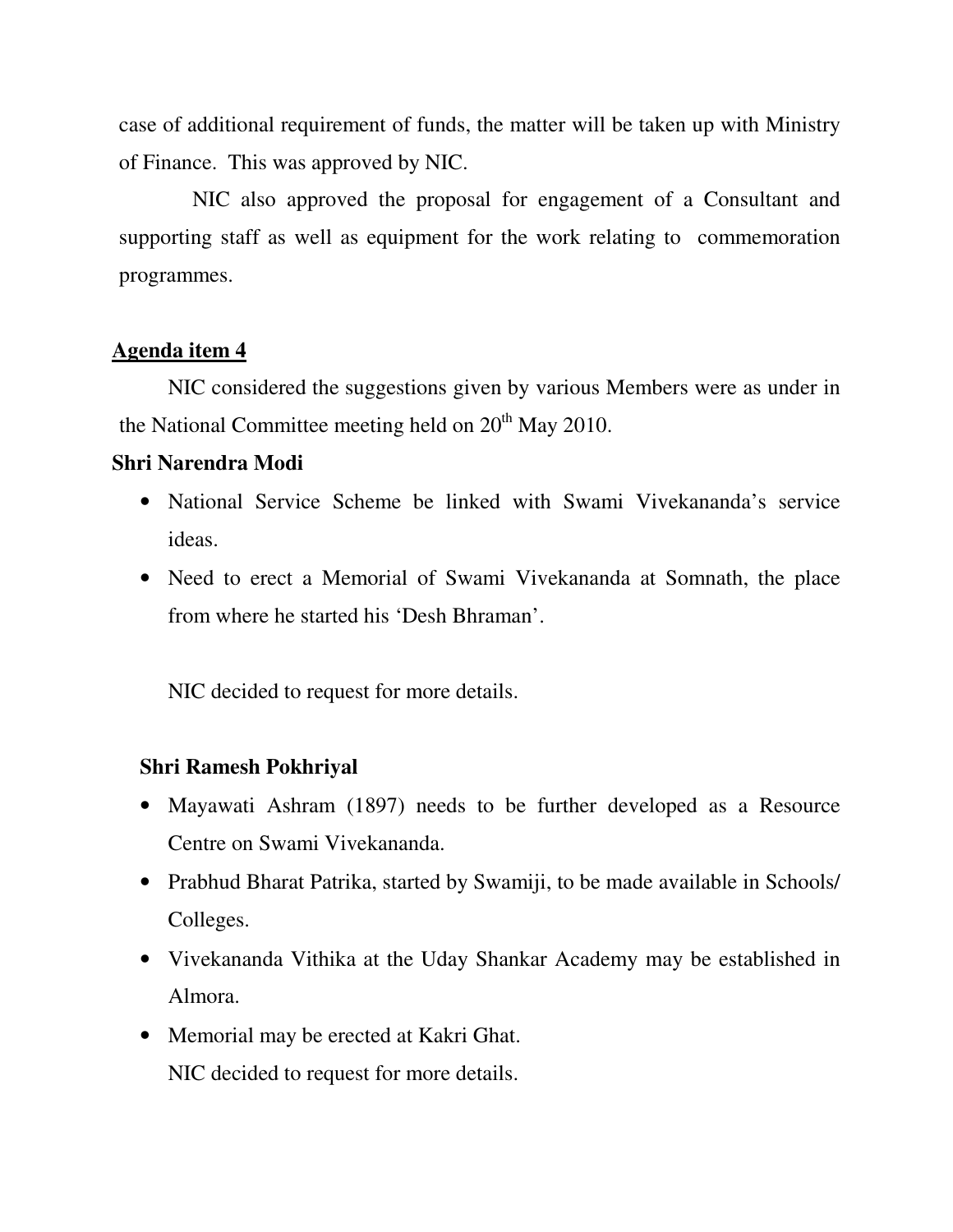case of additional requirement of funds, the matter will be taken up with Ministry of Finance. This was approved by NIC.

NIC also approved the proposal for engagement of a Consultant and supporting staff as well as equipment for the work relating to commemoration programmes.

**Agenda item 4**

NIC considered the suggestions given by various Members were as under in the National Committee meeting held on 20th May 2010.

**Shri Narendra Modi**

- National Service Scheme be linked with Swami Vivekananda's service ideas.
- Need to erect a Memorial of Swami Vivekananda at Somnath, the place from where he started his 'Desh Bhraman'.

NIC decided to request for more details.

**Shri Ramesh Pokhriyal**

- Mayawati Ashram (1897) needs to be further developed as a Resource Centre on Swami Vivekananda.
- Prabhud Bharat Patrika, started by Swamiji, to be made available in Schools/ Colleges.
- Vivekananda Vithika at the Uday Shankar Academy may be established in Almora.
- Memorial may be erected at Kakri Ghat.

NIC decided to request for more details.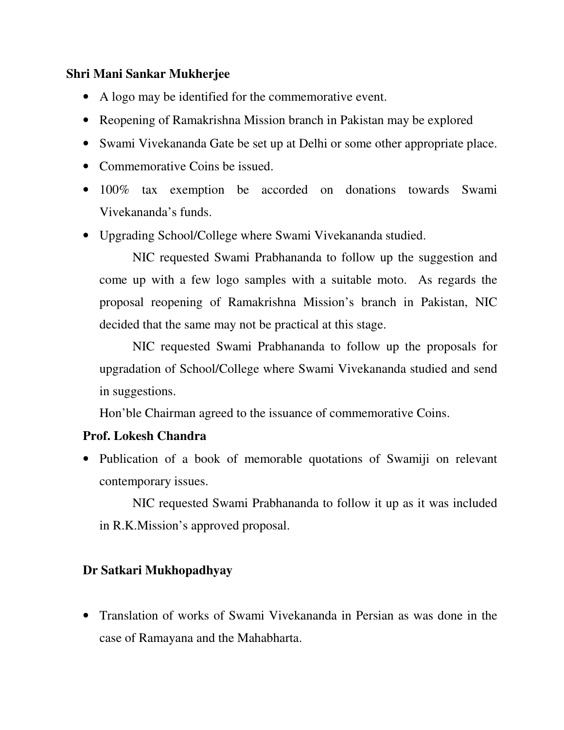**Shri Mani Sankar Mukherjee**

- A logo may be identified for the commemorative event.
- Reopening of Ramakrishna Mission branch in Pakistan may be explored
- Swami Vivekananda Gate be set up at Delhi or some other appropriate place.
- Commemorative Coins be issued.
- 100% tax exemption be accorded on donations towards Swami Vivekananda's funds.
- Upgrading School/College where Swami Vivekananda studied.

  NIC requested Swami Prabhananda to follow up the suggestion and come up with a few logo samples with a suitable moto. As regards the proposal reopening of Ramakrishna Mission's branch in Pakistan, NIC decided that the same may not be practical at this stage.

  NIC requested Swami Prabhananda to follow up the proposals for upgradation of School/College where Swami Vivekananda studied and send in suggestions.

  Hon'ble Chairman agreed to the issuance of commemorative Coins.

**Prof. Lokesh Chandra**

- Publication of a book of memorable quotations of Swamiji on relevant contemporary issues.

  NIC requested Swami Prabhananda to follow it up as it was included in R.K.Mission's approved proposal.

**Dr Satkari Mukhopadhyay**

- Translation of works of Swami Vivekananda in Persian as was done in the case of Ramayana and the Mahabharta.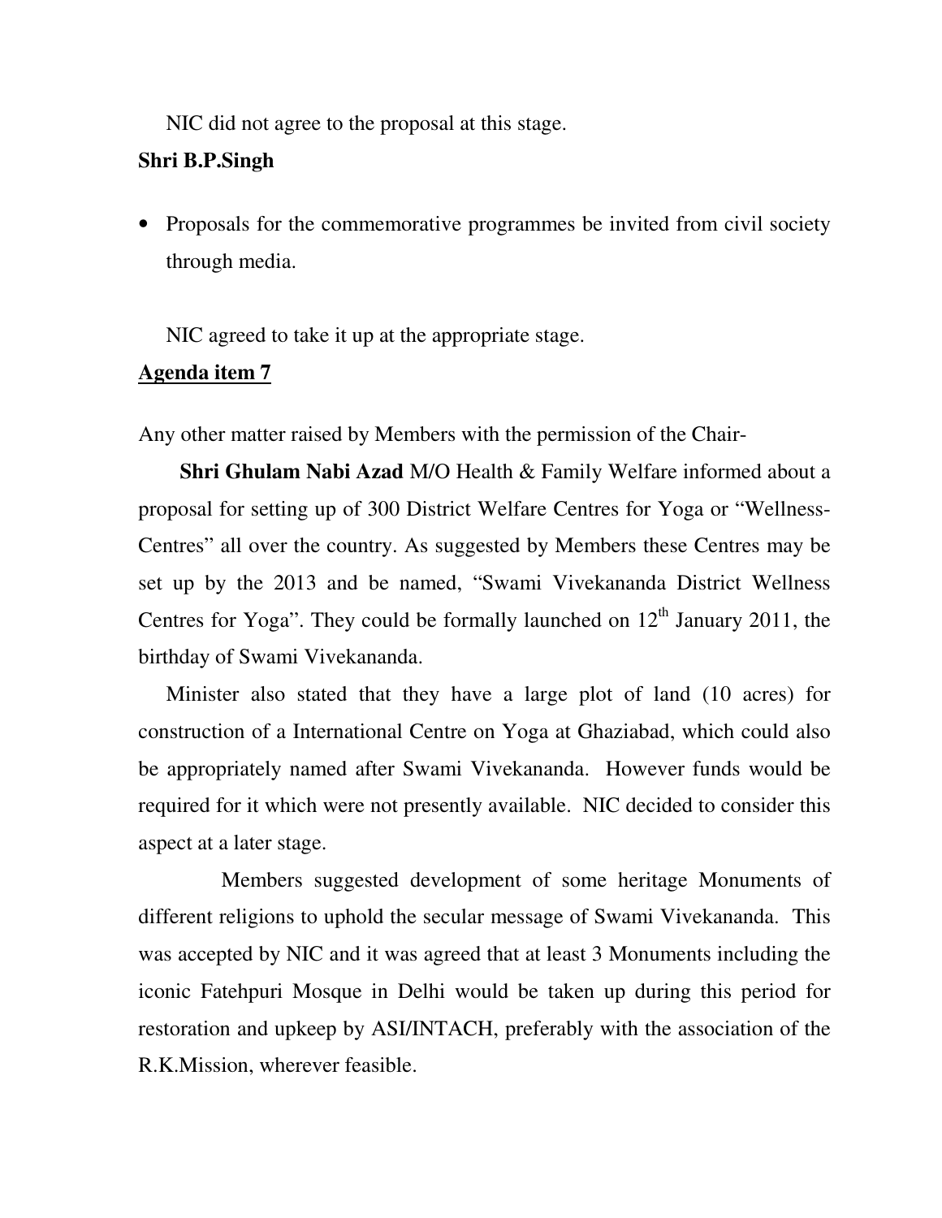NIC did not agree to the proposal at this stage.

**Shri B.P.Singh**

- Proposals for the commemorative programmes be invited from civil society through media.

NIC agreed to take it up at the appropriate stage.

**<u>Agenda item 7</u>**

Any other matter raised by Members with the permission of the Chair-

**Shri Ghulam Nabi Azad** M/O Health & Family Welfare informed about a proposal for setting up of 300 District Welfare Centres for Yoga or "Wellness-Centres" all over the country. As suggested by Members these Centres may be set up by the 2013 and be named, "Swami Vivekananda District Wellness Centres for Yoga". They could be formally launched on 12th January 2011, the birthday of Swami Vivekananda.

Minister also stated that they have a large plot of land (10 acres) for construction of a International Centre on Yoga at Ghaziabad, which could also be appropriately named after Swami Vivekananda. However funds would be required for it which were not presently available. NIC decided to consider this aspect at a later stage.

Members suggested development of some heritage Monuments of different religions to uphold the secular message of Swami Vivekananda. This was accepted by NIC and it was agreed that at least 3 Monuments including the iconic Fatehpuri Mosque in Delhi would be taken up during this period for restoration and upkeep by ASI/INTACH, preferably with the association of the R.K.Mission, wherever feasible.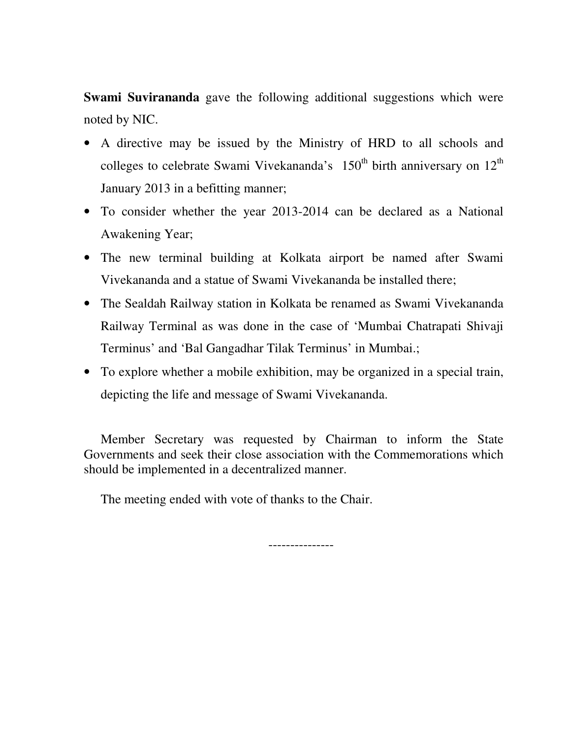**Swami Suvirananda** gave the following additional suggestions which were noted by NIC.

- A directive may be issued by the Ministry of HRD to all schools and colleges to celebrate Swami Vivekananda's 150th birth anniversary on 12th January 2013 in a befitting manner;
- To consider whether the year 2013-2014 can be declared as a National Awakening Year;
- The new terminal building at Kolkata airport be named after Swami Vivekananda and a statue of Swami Vivekananda be installed there;
- The Sealdah Railway station in Kolkata be renamed as Swami Vivekananda Railway Terminal as was done in the case of 'Mumbai Chatrapati Shivaji Terminus' and 'Bal Gangadhar Tilak Terminus' in Mumbai.;
- To explore whether a mobile exhibition, may be organized in a special train, depicting the life and message of Swami Vivekananda.

Member Secretary was requested by Chairman to inform the State Governments and seek their close association with the Commemorations which should be implemented in a decentralized manner.

The meeting ended with vote of thanks to the Chair.

---------------